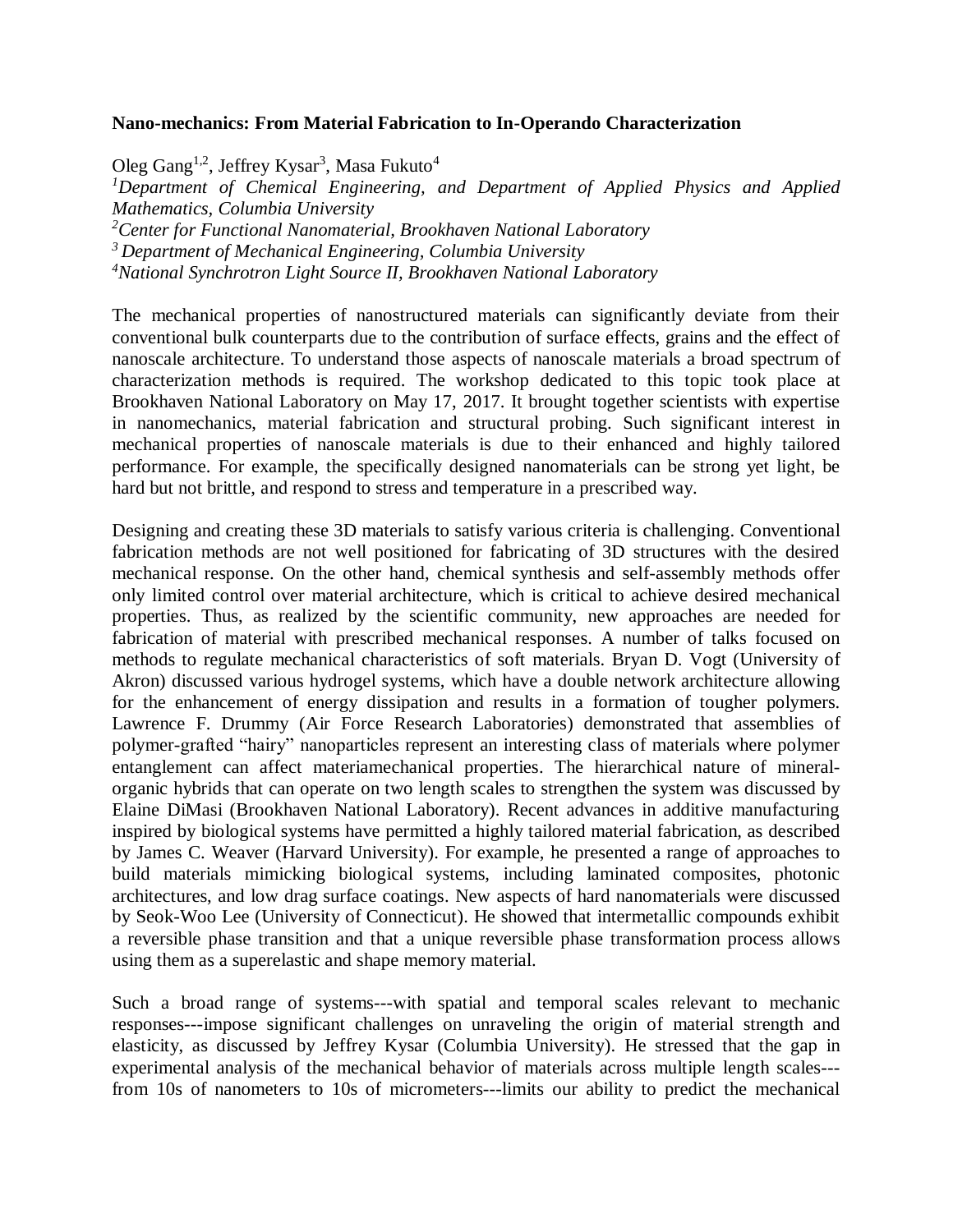**Nano-mechanics: From Material Fabrication to In-Operando Characterization**

Oleg Gang[1,2], Jeffrey Kysar[3], Masa Fukuto[4]

[1]*Department of Chemical Engineering, and Department of Applied Physics and Applied Mathematics, Columbia University*

[2]*Center for Functional Nanomaterial, Brookhaven National Laboratory*

[3] *Department of Mechanical Engineering, Columbia University*

[4]*National Synchrotron Light Source II, Brookhaven National Laboratory*

The mechanical properties of nanostructured materials can significantly deviate from their conventional bulk counterparts due to the contribution of surface effects, grains and the effect of nanoscale architecture. To understand those aspects of nanoscale materials a broad spectrum of characterization methods is required. The workshop dedicated to this topic took place at Brookhaven National Laboratory on May 17, 2017. It brought together scientists with expertise in nanomechanics, material fabrication and structural probing. Such significant interest in mechanical properties of nanoscale materials is due to their enhanced and highly tailored performance. For example, the specifically designed nanomaterials can be strong yet light, be hard but not brittle, and respond to stress and temperature in a prescribed way.

Designing and creating these 3D materials to satisfy various criteria is challenging. Conventional fabrication methods are not well positioned for fabricating of 3D structures with the desired mechanical response. On the other hand, chemical synthesis and self-assembly methods offer only limited control over material architecture, which is critical to achieve desired mechanical properties. Thus, as realized by the scientific community, new approaches are needed for fabrication of material with prescribed mechanical responses. A number of talks focused on methods to regulate mechanical characteristics of soft materials. Bryan D. Vogt (University of Akron) discussed various hydrogel systems, which have a double network architecture allowing for the enhancement of energy dissipation and results in a formation of tougher polymers. Lawrence F. Drummy (Air Force Research Laboratories) demonstrated that assemblies of polymer-grafted "hairy" nanoparticles represent an interesting class of materials where polymer entanglement can affect materiamechanical properties. The hierarchical nature of mineral-organic hybrids that can operate on two length scales to strengthen the system was discussed by Elaine DiMasi (Brookhaven National Laboratory). Recent advances in additive manufacturing inspired by biological systems have permitted a highly tailored material fabrication, as described by James C. Weaver (Harvard University). For example, he presented a range of approaches to build materials mimicking biological systems, including laminated composites, photonic architectures, and low drag surface coatings. New aspects of hard nanomaterials were discussed by Seok-Woo Lee (University of Connecticut). He showed that intermetallic compounds exhibit a reversible phase transition and that a unique reversible phase transformation process allows using them as a superelastic and shape memory material.

Such a broad range of systems---with spatial and temporal scales relevant to mechanic responses---impose significant challenges on unraveling the origin of material strength and elasticity, as discussed by Jeffrey Kysar (Columbia University). He stressed that the gap in experimental analysis of the mechanical behavior of materials across multiple length scales---from 10s of nanometers to 10s of micrometers---limits our ability to predict the mechanical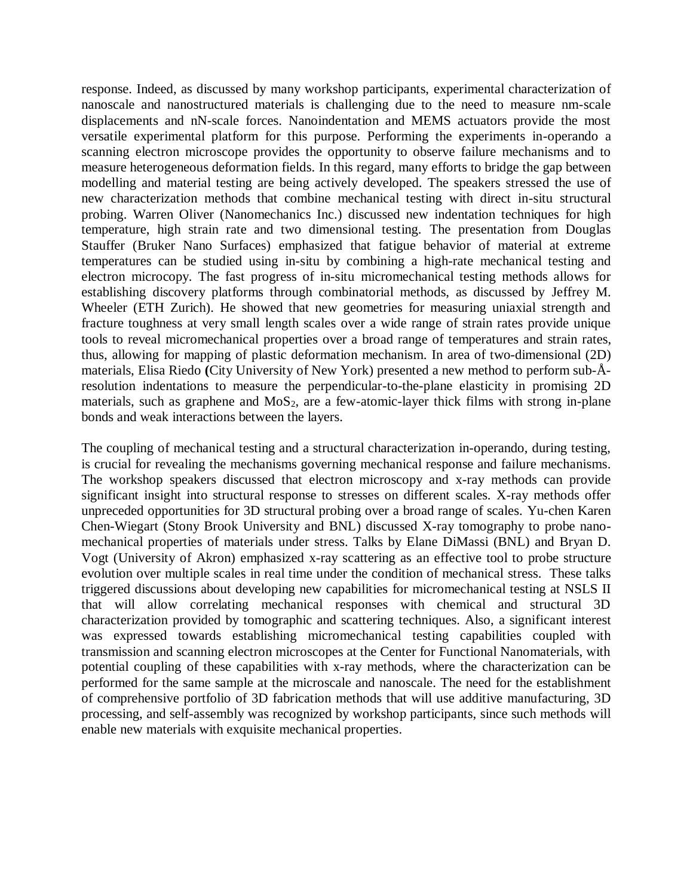response. Indeed, as discussed by many workshop participants, experimental characterization of nanoscale and nanostructured materials is challenging due to the need to measure nm-scale displacements and nN-scale forces. Nanoindentation and MEMS actuators provide the most versatile experimental platform for this purpose. Performing the experiments in-operando a scanning electron microscope provides the opportunity to observe failure mechanisms and to measure heterogeneous deformation fields. In this regard, many efforts to bridge the gap between modelling and material testing are being actively developed. The speakers stressed the use of new characterization methods that combine mechanical testing with direct in-situ structural probing. Warren Oliver (Nanomechanics Inc.) discussed new indentation techniques for high temperature, high strain rate and two dimensional testing. The presentation from Douglas Stauffer (Bruker Nano Surfaces) emphasized that fatigue behavior of material at extreme temperatures can be studied using in-situ by combining a high-rate mechanical testing and electron microcopy. The fast progress of in-situ micromechanical testing methods allows for establishing discovery platforms through combinatorial methods, as discussed by Jeffrey M. Wheeler (ETH Zurich). He showed that new geometries for measuring uniaxial strength and fracture toughness at very small length scales over a wide range of strain rates provide unique tools to reveal micromechanical properties over a broad range of temperatures and strain rates, thus, allowing for mapping of plastic deformation mechanism. In area of two-dimensional (2D) materials, Elisa Riedo **(**City University of New York) presented a new method to perform sub-Å-resolution indentations to measure the perpendicular-to-the-plane elasticity in promising 2D materials, such as graphene and $MoS_2$, are a few-atomic-layer thick films with strong in-plane bonds and weak interactions between the layers.

The coupling of mechanical testing and a structural characterization in-operando, during testing, is crucial for revealing the mechanisms governing mechanical response and failure mechanisms. The workshop speakers discussed that electron microscopy and x-ray methods can provide significant insight into structural response to stresses on different scales. X-ray methods offer unprecedented opportunities for 3D structural probing over a broad range of scales. Yu-chen Karen Chen-Wiegart (Stony Brook University and BNL) discussed X-ray tomography to probe nano-mechanical properties of materials under stress. Talks by Elane DiMassi (BNL) and Bryan D. Vogt (University of Akron) emphasized x-ray scattering as an effective tool to probe structure evolution over multiple scales in real time under the condition of mechanical stress. These talks triggered discussions about developing new capabilities for micromechanical testing at NSLS II that will allow correlating mechanical responses with chemical and structural 3D characterization provided by tomographic and scattering techniques. Also, a significant interest was expressed towards establishing micromechanical testing capabilities coupled with transmission and scanning electron microscopes at the Center for Functional Nanomaterials, with potential coupling of these capabilities with x-ray methods, where the characterization can be performed for the same sample at the microscale and nanoscale. The need for the establishment of comprehensive portfolio of 3D fabrication methods that will use additive manufacturing, 3D processing, and self-assembly was recognized by workshop participants, since such methods will enable new materials with exquisite mechanical properties.